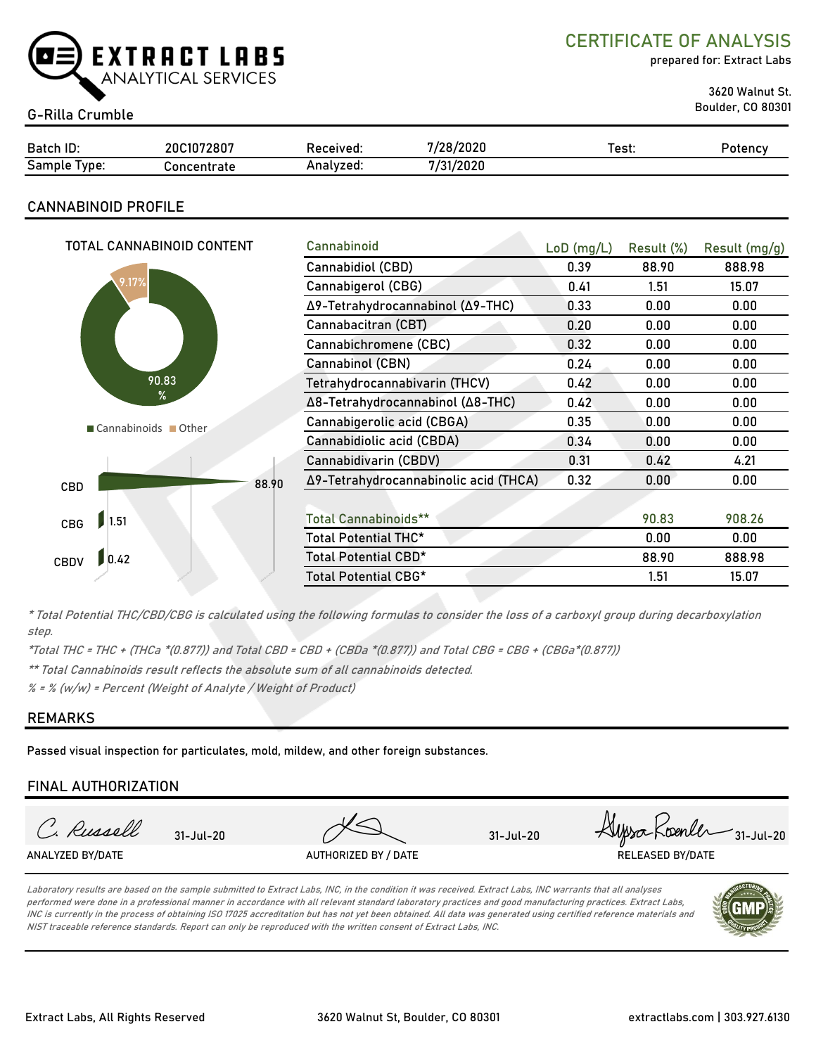EXTRACT LABS
ANALYTICAL SERVICES

# CERTIFICATE OF ANALYSIS

prepared for: Extract Labs

3620 Walnut St.
Boulder, CO 80301

G-Rilla Crumble

| | | | | | |
|---|---|---|---|---|---|
| Batch ID: | 20C1072807 | Received: | 7/28/2020 | Test: | Potency |
| Sample Type: | Concentrate | Analyzed: | 7/31/2020 | | |

## CANNABINOID PROFILE

TOTAL CANNABINOID CONTENT

9.17%

90.83 %

Cannabinoids  Other

CBD 88.90

CBG 1.51

CBDV 0.42

| Cannabinoid | LoD (mg/L) | Result (%) | Result (mg/g) |
|---|---|---|---|
| Cannabidiol (CBD) | 0.39 | 88.90 | 888.98 |
| Cannabigerol (CBG) | 0.41 | 1.51 | 15.07 |
| Δ9-Tetrahydrocannabinol (Δ9-THC) | 0.33 | 0.00 | 0.00 |
| Cannabacitran (CBT) | 0.20 | 0.00 | 0.00 |
| Cannabichromene (CBC) | 0.32 | 0.00 | 0.00 |
| Cannabinol (CBN) | 0.24 | 0.00 | 0.00 |
| Tetrahydrocannabivarin (THCV) | 0.42 | 0.00 | 0.00 |
| Δ8-Tetrahydrocannabinol (Δ8-THC) | 0.42 | 0.00 | 0.00 |
| Cannabigerolic acid (CBGA) | 0.35 | 0.00 | 0.00 |
| Cannabidiolic acid (CBDA) | 0.34 | 0.00 | 0.00 |
| Cannabidivarin (CBDV) | 0.31 | 0.42 | 4.21 |
| Δ9-Tetrahydrocannabinolic acid (THCA) | 0.32 | 0.00 | 0.00 |
| | | | |
| Total Cannabinoids** | | 90.83 | 908.26 |
| Total Potential THC* | | 0.00 | 0.00 |
| Total Potential CBD* | | 88.90 | 888.98 |
| Total Potential CBG* | | 1.51 | 15.07 |

*\* Total Potential THC/CBD/CBG is calculated using the following formulas to consider the loss of a carboxyl group during decarboxylation step.*

*\*Total THC = THC + (THCa \*(0.877)) and Total CBD = CBD + (CBDa \*(0.877)) and Total CBG = CBG + (CBGa\*(0.877))*

*\*\* Total Cannabinoids result reflects the absolute sum of all cannabinoids detected.*

*% = % (w/w) = Percent (Weight of Analyte / Weight of Product)*

## REMARKS

Passed visual inspection for particulates, mold, mildew, and other foreign substances.

## FINAL AUTHORIZATION

| | | |
|---|---|---|
| C. Russell 31-Jul-20 | 31-Jul-20 | Alyssa Roenler 31-Jul-20 |
| ANALYZED BY/DATE | AUTHORIZED BY / DATE | RELEASED BY/DATE |

*Laboratory results are based on the sample submitted to Extract Labs, INC, in the condition it was received. Extract Labs, INC warrants that all analyses performed were done in a professional manner in accordance with all relevant standard laboratory practices and good manufacturing practices. Extract Labs, INC is currently in the process of obtaining ISO 17025 accreditation but has not yet been obtained. All data was generated using certified reference materials and NIST traceable reference standards. Report can only be reproduced with the written consent of Extract Labs, INC.*

Extract Labs, All Rights Reserved | 3620 Walnut St, Boulder, CO 80301 | extractlabs.com | 303.927.6130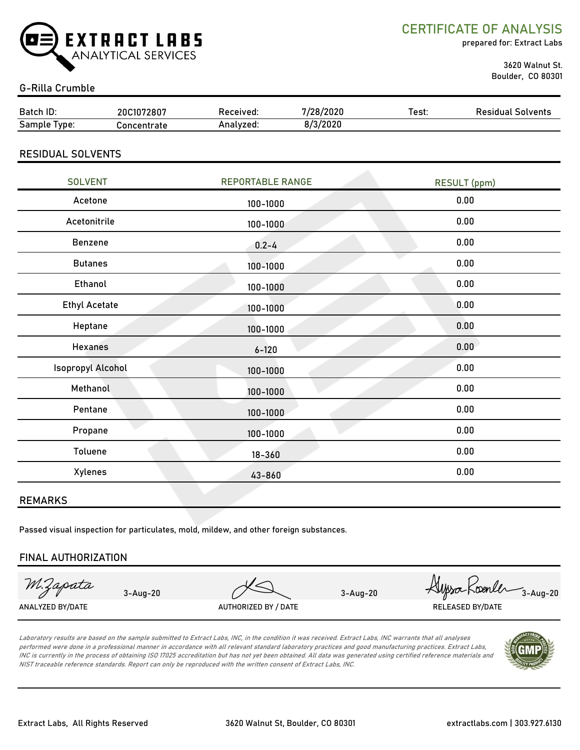EXTRACT LABS
ANALYTICAL SERVICES

# CERTIFICATE OF ANALYSIS

prepared for: Extract Labs

3620 Walnut St.
Boulder, CO 80301

## G-Rilla Crumble

| | | | | | |
|---|---|---|---|---|---|
| Batch ID: | 20C1072807 | Received: | 7/28/2020 | Test: | Residual Solvents |
| Sample Type: | Concentrate | Analyzed: | 8/3/2020 | | |

## RESIDUAL SOLVENTS

| SOLVENT | REPORTABLE RANGE | RESULT (ppm) |
|---|---|---|
| Acetone | 100-1000 | 0.00 |
| Acetonitrile | 100-1000 | 0.00 |
| Benzene | 0.2-4 | 0.00 |
| Butanes | 100-1000 | 0.00 |
| Ethanol | 100-1000 | 0.00 |
| Ethyl Acetate | 100-1000 | 0.00 |
| Heptane | 100-1000 | 0.00 |
| Hexanes | 6-120 | 0.00 |
| Isopropyl Alcohol | 100-1000 | 0.00 |
| Methanol | 100-1000 | 0.00 |
| Pentane | 100-1000 | 0.00 |
| Propane | 100-1000 | 0.00 |
| Toluene | 18-360 | 0.00 |
| Xylenes | 43-860 | 0.00 |

## REMARKS

Passed visual inspection for particulates, mold, mildew, and other foreign substances.

## FINAL AUTHORIZATION

| | | |
|---|---|---|
| M. Zapata 3-Aug-20 | 3-Aug-20 | Alyssa Roenler 3-Aug-20 |
| ANALYZED BY/DATE | AUTHORIZED BY / DATE | RELEASED BY/DATE |

*Laboratory results are based on the sample submitted to Extract Labs, INC, in the condition it was received. Extract Labs, INC warrants that all analyses performed were done in a professional manner in accordance with all relevant standard laboratory practices and good manufacturing practices. Extract Labs, INC is currently in the process of obtaining ISO 17025 accreditation but has not yet been obtained. All data was generated using certified reference materials and NIST traceable reference standards. Report can only be reproduced with the written consent of Extract Labs, INC.*

Extract Labs, All Rights Reserved | 3620 Walnut St, Boulder, CO 80301 | extractlabs.com | 303.927.6130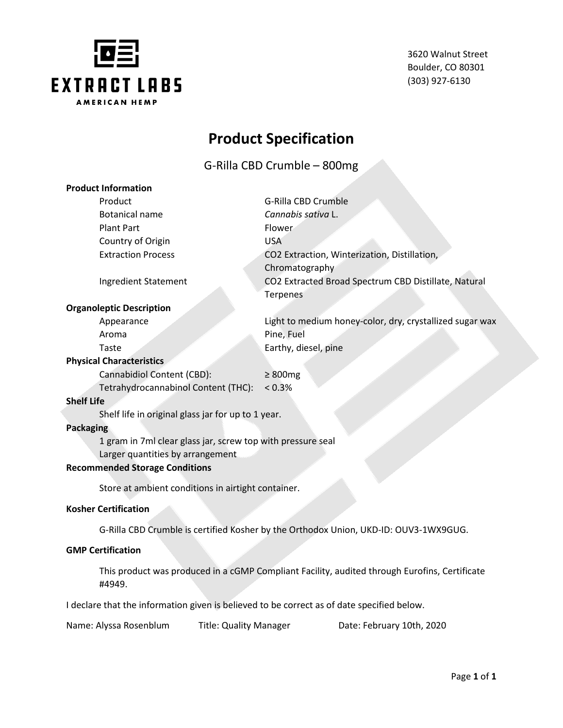**EXTRACT LABS**
**AMERICAN HEMP**

3620 Walnut Street
Boulder, CO 80301
(303) 927-6130

# Product Specification

## G-Rilla CBD Crumble – 800mg

**Product Information**

| | |
|---|---|
| Product | G-Rilla CBD Crumble |
| Botanical name | *Cannabis sativa* L. |
| Plant Part | Flower |
| Country of Origin | USA |
| Extraction Process | $CO_2$ Extraction, Winterization, Distillation, Chromatography |
| Ingredient Statement | $CO_2$ Extracted Broad Spectrum CBD Distillate, Natural Terpenes |

**Organoleptic Description**

| | |
|---|---|
| Appearance | Light to medium honey-color, dry, crystallized sugar wax |
| Aroma | Pine, Fuel |
| Taste | Earthy, diesel, pine |

**Physical Characteristics**

| | |
|---|---|
| Cannabidiol Content (CBD): | ≥ 800mg |
| Tetrahydrocannabinol Content (THC): | < 0.3% |

**Shelf Life**

Shelf life in original glass jar for up to 1 year.

**Packaging**

1 gram in 7ml clear glass jar, screw top with pressure seal
Larger quantities by arrangement

**Recommended Storage Conditions**

Store at ambient conditions in airtight container.

**Kosher Certification**

G-Rilla CBD Crumble is certified Kosher by the Orthodox Union, UKD-ID: OUV3-1WX9GUG.

**GMP Certification**

This product was produced in a cGMP Compliant Facility, audited through Eurofins, Certificate #4949.

I declare that the information given is believed to be correct as of date specified below.

Name: Alyssa Rosenblum Title: Quality Manager Date: February 10th, 2020